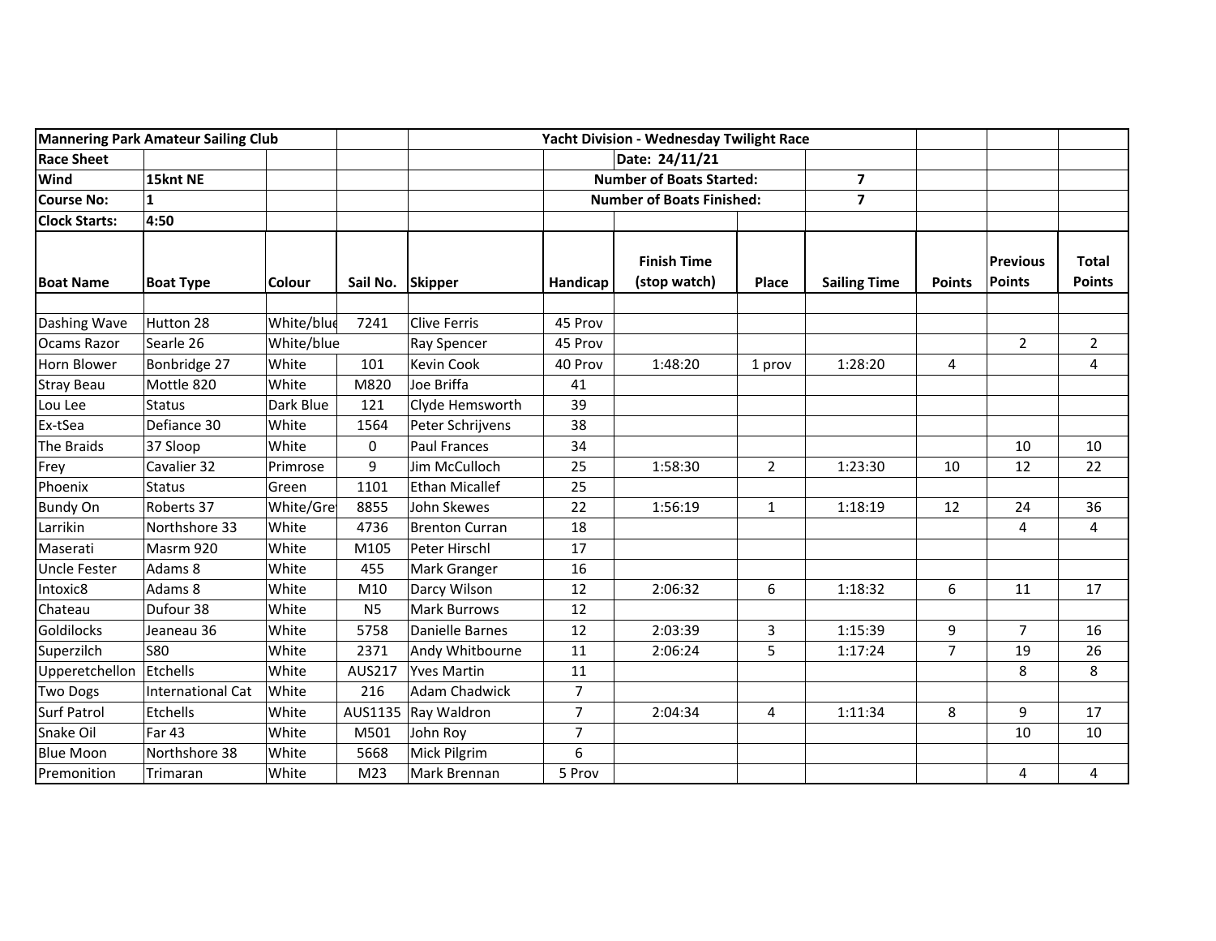| Mannering Park Amateur Sailing Club | | | | | Yacht Division - Wednesday Twilight Race | | | | | | |
|---|---|---|---|---|---|---|---|---|---|---|---|
| Race Sheet | | | | | | Date: 24/11/21 | | | | | |
| Wind | 15knt NE | | | | Number of Boats Started: | | | 7 | | | |
| Course No: | 1 | | | | Number of Boats Finished: | | | 7 | | | |
| Clock Starts: | 4:50 | | | | | | | | | | |
| Boat Name | Boat Type | Colour | Sail No. | Skipper | Handicap | Finish Time (stop watch) | Place | Sailing Time | Points | Previous Points | Total Points |
| | | | | | | | | | | | |
| Dashing Wave | Hutton 28 | White/blue | 7241 | Clive Ferris | 45 Prov | | | | | | |
| Ocams Razor | Searle 26 | White/blue | | Ray Spencer | 45 Prov | | | | | 2 | 2 |
| Horn Blower | Bonbridge 27 | White | 101 | Kevin Cook | 40 Prov | 1:48:20 | 1 prov | 1:28:20 | 4 | | 4 |
| Stray Beau | Mottle 820 | White | M820 | Joe Briffa | 41 | | | | | | |
| Lou Lee | Status | Dark Blue | 121 | Clyde Hemsworth | 39 | | | | | | |
| Ex-tSea | Defiance 30 | White | 1564 | Peter Schrijvens | 38 | | | | | | |
| The Braids | 37 Sloop | White | 0 | Paul Frances | 34 | | | | | 10 | 10 |
| Frey | Cavalier 32 | Primrose | 9 | Jim McCulloch | 25 | 1:58:30 | 2 | 1:23:30 | 10 | 12 | 22 |
| Phoenix | Status | Green | 1101 | Ethan Micallef | 25 | | | | | | |
| Bundy On | Roberts 37 | White/Grey | 8855 | John Skewes | 22 | 1:56:19 | 1 | 1:18:19 | 12 | 24 | 36 |
| Larrikin | Northshore 33 | White | 4736 | Brenton Curran | 18 | | | | | 4 | 4 |
| Maserati | Masrm 920 | White | M105 | Peter Hirschl | 17 | | | | | | |
| Uncle Fester | Adams 8 | White | 455 | Mark Granger | 16 | | | | | | |
| Intoxic8 | Adams 8 | White | M10 | Darcy Wilson | 12 | 2:06:32 | 6 | 1:18:32 | 6 | 11 | 17 |
| Chateau | Dufour 38 | White | N5 | Mark Burrows | 12 | | | | | | |
| Goldilocks | Jeaneau 36 | White | 5758 | Danielle Barnes | 12 | 2:03:39 | 3 | 1:15:39 | 9 | 7 | 16 |
| Superzilch | S80 | White | 2371 | Andy Whitbourne | 11 | 2:06:24 | 5 | 1:17:24 | 7 | 19 | 26 |
| Upperetchellon | Etchells | White | AUS217 | Yves Martin | 11 | | | | | 8 | 8 |
| Two Dogs | International Cat | White | 216 | Adam Chadwick | 7 | | | | | | |
| Surf Patrol | Etchells | White | AUS1135 | Ray Waldron | 7 | 2:04:34 | 4 | 1:11:34 | 8 | 9 | 17 |
| Snake Oil | Far 43 | White | M501 | John Roy | 7 | | | | | 10 | 10 |
| Blue Moon | Northshore 38 | White | 5668 | Mick Pilgrim | 6 | | | | | | |
| Premonition | Trimaran | White | M23 | Mark Brennan | 5 Prov | | | | | 4 | 4 |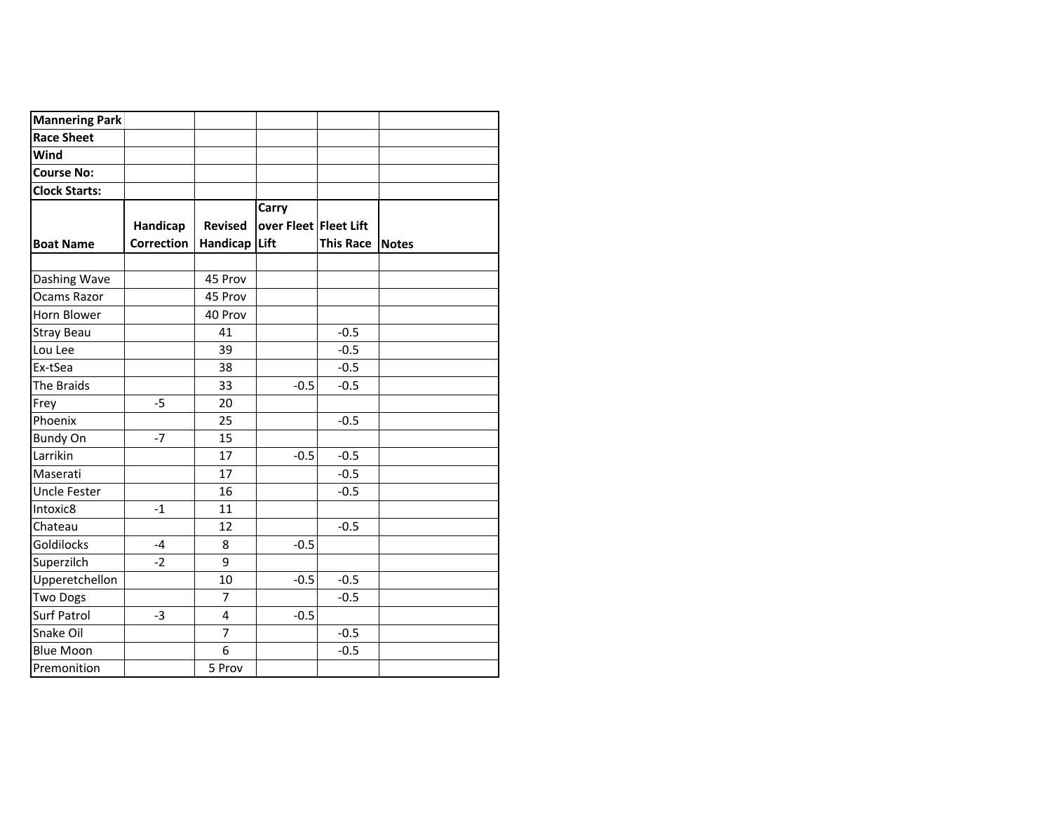| | | | | | |
|---|---|---|---|---|---|
| **Mannering Park** | | | | | |
| **Race Sheet** | | | | | |
| **Wind** | | | | | |
| **Course No:** | | | | | |
| **Clock Starts:** | | | | | |
| **Boat Name** | **Handicap Correction** | **Revised Handicap** | **Carry over Fleet Lift** | **Fleet Lift This Race** | **Notes** |
| | | | | | |
| Dashing Wave | | 45 Prov | | | |
| Ocams Razor | | 45 Prov | | | |
| Horn Blower | | 40 Prov | | | |
| Stray Beau | | 41 | | -0.5 | |
| Lou Lee | | 39 | | -0.5 | |
| Ex-tSea | | 38 | | -0.5 | |
| The Braids | | 33 | -0.5 | -0.5 | |
| Frey | -5 | 20 | | | |
| Phoenix | | 25 | | -0.5 | |
| Bundy On | -7 | 15 | | | |
| Larrikin | | 17 | -0.5 | -0.5 | |
| Maserati | | 17 | | -0.5 | |
| Uncle Fester | | 16 | | -0.5 | |
| Intoxic8 | -1 | 11 | | | |
| Chateau | | 12 | | -0.5 | |
| Goldilocks | -4 | 8 | -0.5 | | |
| Superzilch | -2 | 9 | | | |
| Upperetchellon | | 10 | -0.5 | -0.5 | |
| Two Dogs | | 7 | | -0.5 | |
| Surf Patrol | -3 | 4 | -0.5 | | |
| Snake Oil | | 7 | | -0.5 | |
| Blue Moon | | 6 | | -0.5 | |
| Premonition | | 5 Prov | | | |